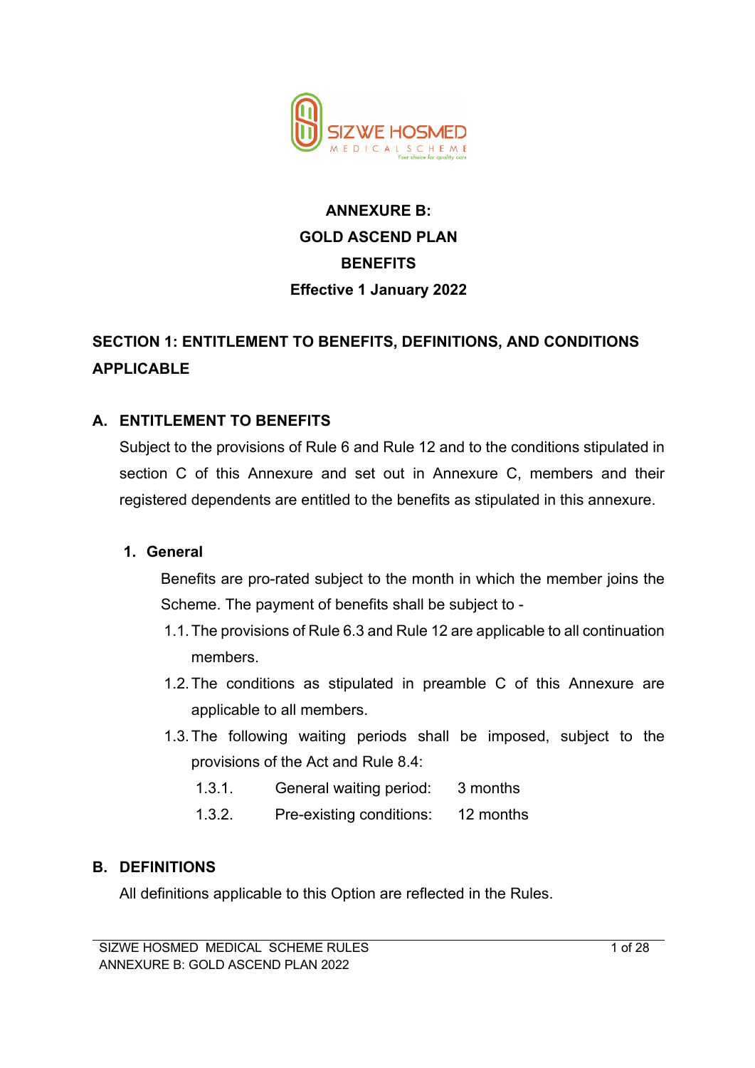# ANNEXURE B:
# GOLD ASCEND PLAN
# BENEFITS
# Effective 1 January 2022

## SECTION 1: ENTITLEMENT TO BENEFITS, DEFINITIONS, AND CONDITIONS APPLICABLE

### A. ENTITLEMENT TO BENEFITS

Subject to the provisions of Rule 6 and Rule 12 and to the conditions stipulated in section C of this Annexure and set out in Annexure C, members and their registered dependents are entitled to the benefits as stipulated in this annexure.

**1. General**

Benefits are pro-rated subject to the month in which the member joins the Scheme. The payment of benefits shall be subject to -

1.1. The provisions of Rule 6.3 and Rule 12 are applicable to all continuation members.

1.2. The conditions as stipulated in preamble C of this Annexure are applicable to all members.

1.3. The following waiting periods shall be imposed, subject to the provisions of the Act and Rule 8.4:

1.3.1. General waiting period: 3 months

1.3.2. Pre-existing conditions: 12 months

### B. DEFINITIONS

All definitions applicable to this Option are reflected in the Rules.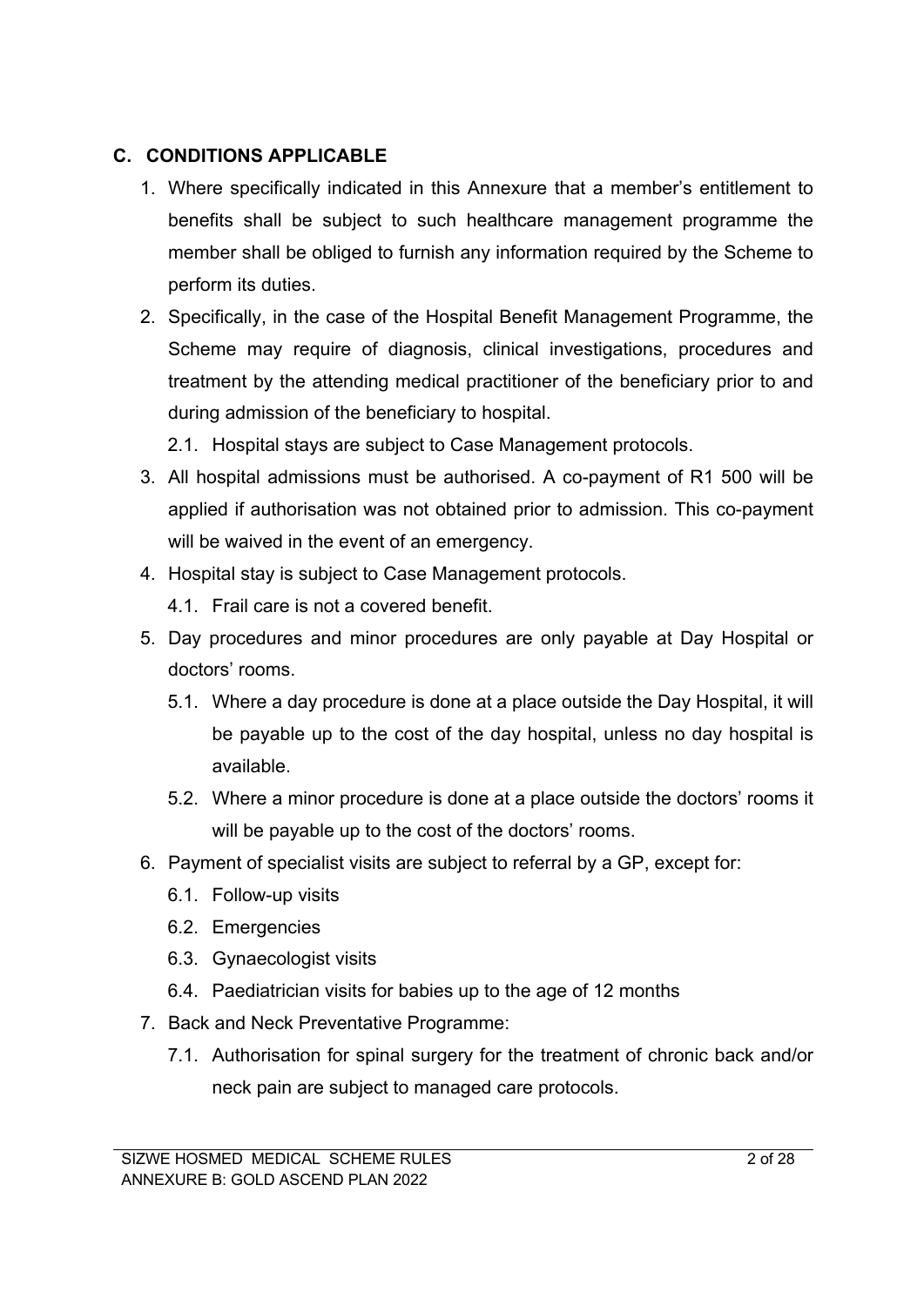## C. CONDITIONS APPLICABLE

1. Where specifically indicated in this Annexure that a member's entitlement to benefits shall be subject to such healthcare management programme the member shall be obliged to furnish any information required by the Scheme to perform its duties.
2. Specifically, in the case of the Hospital Benefit Management Programme, the Scheme may require of diagnosis, clinical investigations, procedures and treatment by the attending medical practitioner of the beneficiary prior to and during admission of the beneficiary to hospital.
   - 2.1. Hospital stays are subject to Case Management protocols.
3. All hospital admissions must be authorised. A co-payment of R1 500 will be applied if authorisation was not obtained prior to admission. This co-payment will be waived in the event of an emergency.
4. Hospital stay is subject to Case Management protocols.
   - 4.1. Frail care is not a covered benefit.
5. Day procedures and minor procedures are only payable at Day Hospital or doctors' rooms.
   - 5.1. Where a day procedure is done at a place outside the Day Hospital, it will be payable up to the cost of the day hospital, unless no day hospital is available.
   - 5.2. Where a minor procedure is done at a place outside the doctors' rooms it will be payable up to the cost of the doctors' rooms.
6. Payment of specialist visits are subject to referral by a GP, except for:
   - 6.1. Follow-up visits
   - 6.2. Emergencies
   - 6.3. Gynaecologist visits
   - 6.4. Paediatrician visits for babies up to the age of 12 months
7. Back and Neck Preventative Programme:
   - 7.1. Authorisation for spinal surgery for the treatment of chronic back and/or neck pain are subject to managed care protocols.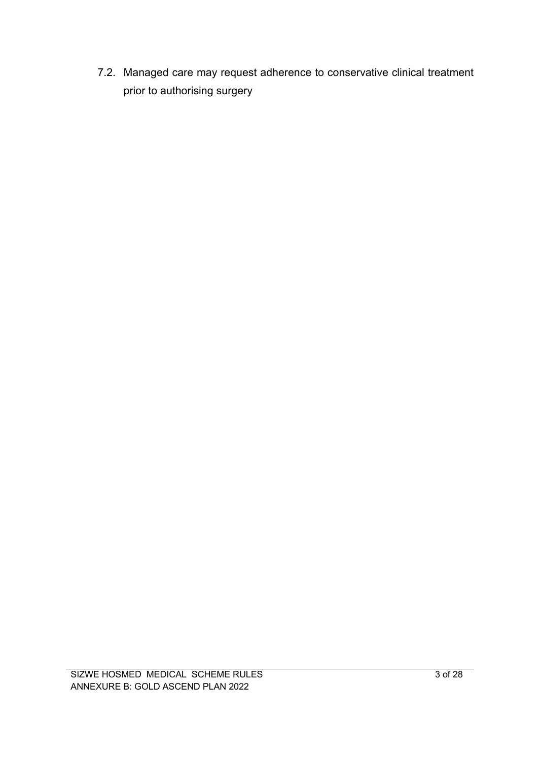7.2. Managed care may request adherence to conservative clinical treatment prior to authorising surgery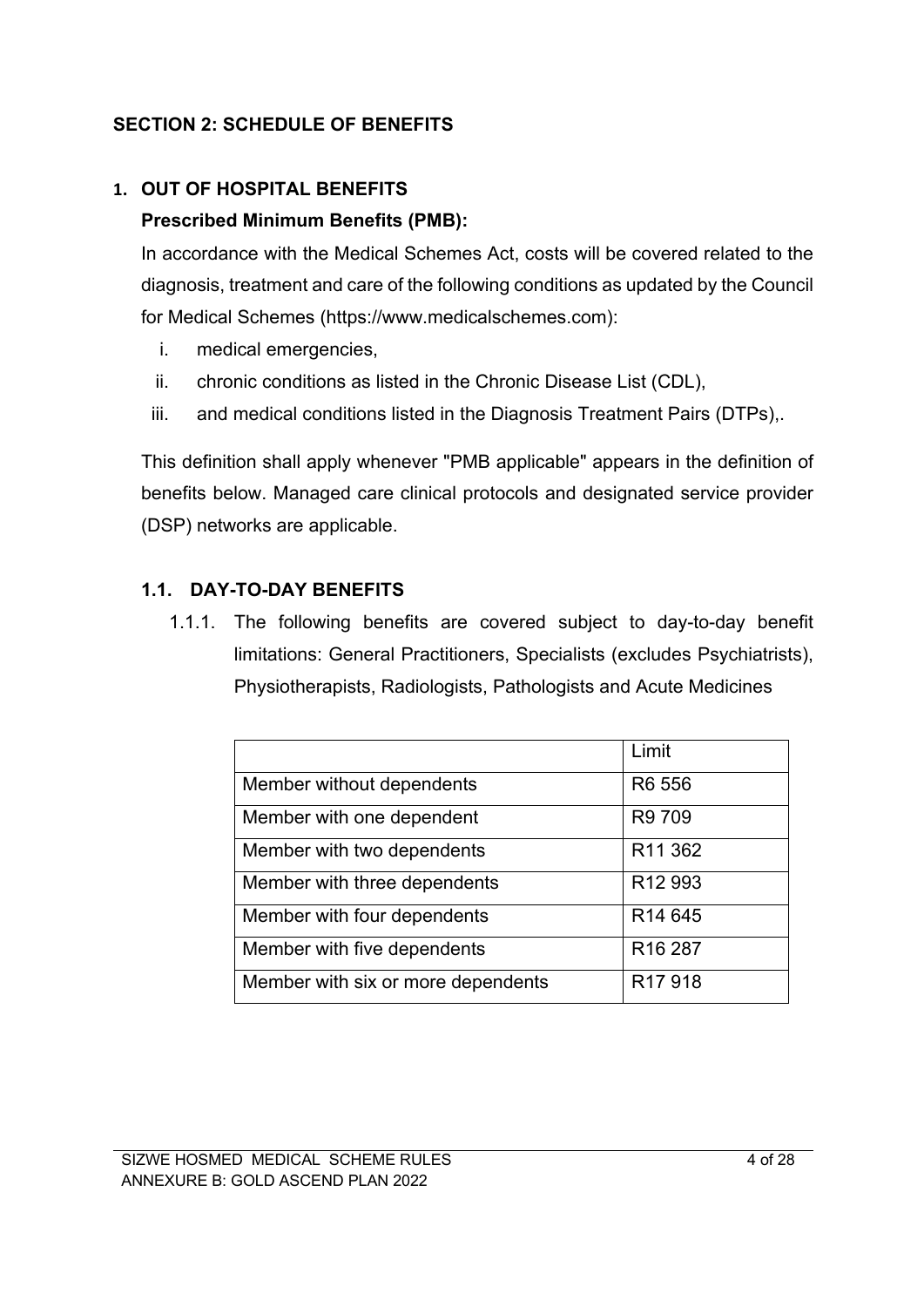## SECTION 2: SCHEDULE OF BENEFITS

### 1. OUT OF HOSPITAL BENEFITS

**Prescribed Minimum Benefits (PMB):**

In accordance with the Medical Schemes Act, costs will be covered related to the diagnosis, treatment and care of the following conditions as updated by the Council for Medical Schemes (https://www.medicalschemes.com):

i. medical emergencies,
ii. chronic conditions as listed in the Chronic Disease List (CDL),
iii. and medical conditions listed in the Diagnosis Treatment Pairs (DTPs),.

This definition shall apply whenever "PMB applicable" appears in the definition of benefits below. Managed care clinical protocols and designated service provider (DSP) networks are applicable.

#### 1.1. DAY-TO-DAY BENEFITS

1.1.1. The following benefits are covered subject to day-to-day benefit limitations: General Practitioners, Specialists (excludes Psychiatrists), Physiotherapists, Radiologists, Pathologists and Acute Medicines

| | Limit |
|---|---|
| Member without dependents | R6 556 |
| Member with one dependent | R9 709 |
| Member with two dependents | R11 362 |
| Member with three dependents | R12 993 |
| Member with four dependents | R14 645 |
| Member with five dependents | R16 287 |
| Member with six or more dependents | R17 918 |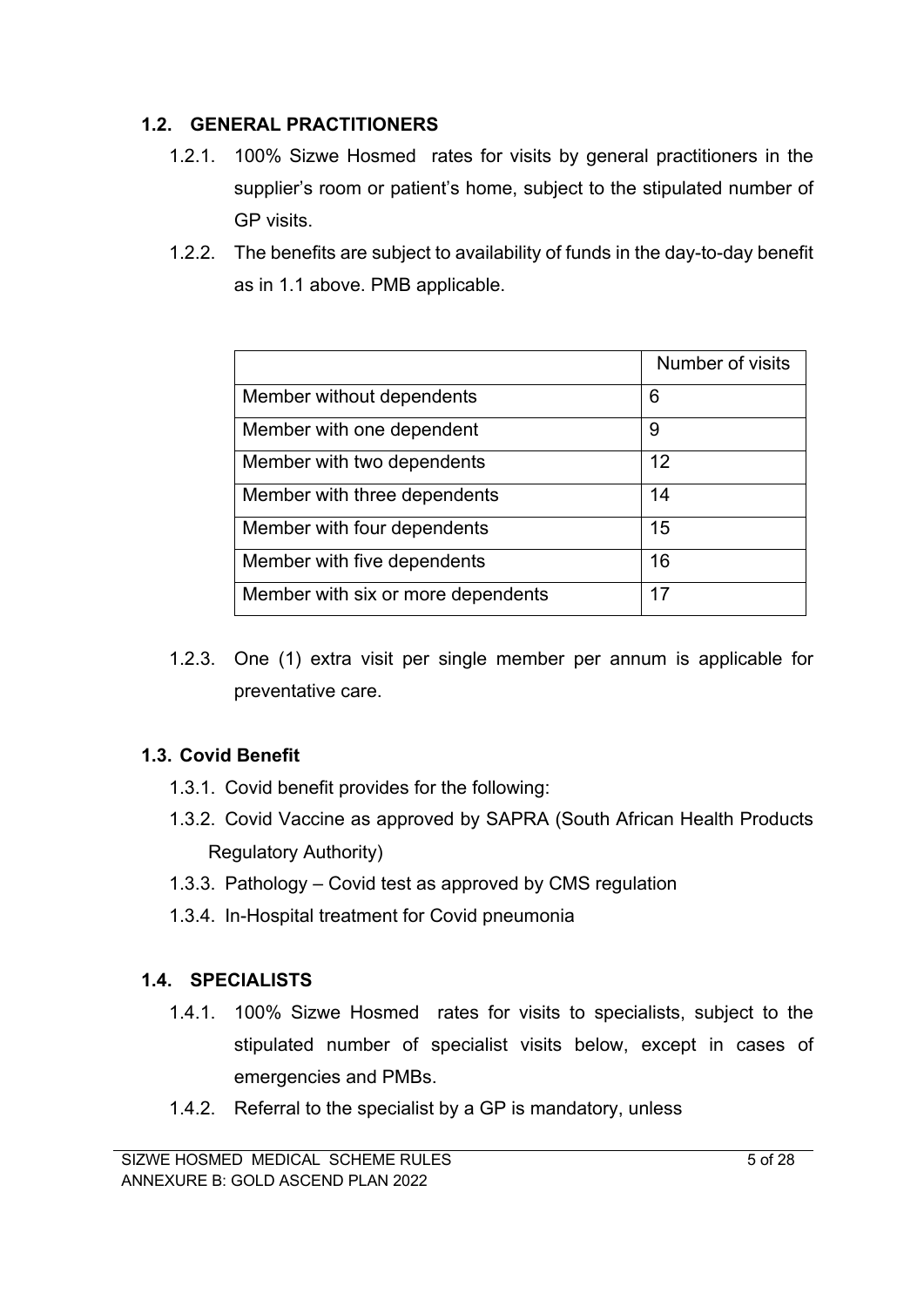### 1.2. GENERAL PRACTITIONERS

1.2.1. 100% Sizwe Hosmed rates for visits by general practitioners in the supplier's room or patient's home, subject to the stipulated number of GP visits.

1.2.2. The benefits are subject to availability of funds in the day-to-day benefit as in 1.1 above. PMB applicable.

| | Number of visits |
|---|---|
| Member without dependents | 6 |
| Member with one dependent | 9 |
| Member with two dependents | 12 |
| Member with three dependents | 14 |
| Member with four dependents | 15 |
| Member with five dependents | 16 |
| Member with six or more dependents | 17 |

1.2.3. One (1) extra visit per single member per annum is applicable for preventative care.

### 1.3. Covid Benefit

1.3.1. Covid benefit provides for the following:

1.3.2. Covid Vaccine as approved by SAPRA (South African Health Products Regulatory Authority)

1.3.3. Pathology – Covid test as approved by CMS regulation

1.3.4. In-Hospital treatment for Covid pneumonia

### 1.4. SPECIALISTS

1.4.1. 100% Sizwe Hosmed rates for visits to specialists, subject to the stipulated number of specialist visits below, except in cases of emergencies and PMBs.

1.4.2. Referral to the specialist by a GP is mandatory, unless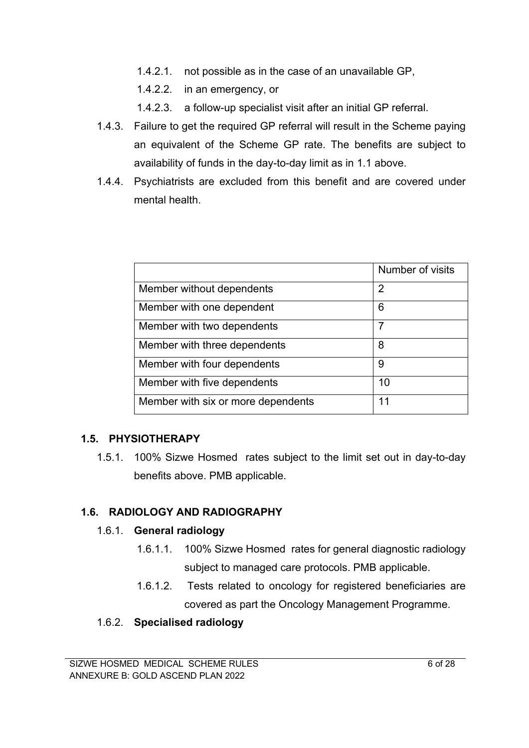1.4.2.1. not possible as in the case of an unavailable GP,

1.4.2.2. in an emergency, or

1.4.2.3. a follow-up specialist visit after an initial GP referral.

1.4.3. Failure to get the required GP referral will result in the Scheme paying an equivalent of the Scheme GP rate. The benefits are subject to availability of funds in the day-to-day limit as in 1.1 above.

1.4.4. Psychiatrists are excluded from this benefit and are covered under mental health.

| | Number of visits |
|---|---|
| Member without dependents | 2 |
| Member with one dependent | 6 |
| Member with two dependents | 7 |
| Member with three dependents | 8 |
| Member with four dependents | 9 |
| Member with five dependents | 10 |
| Member with six or more dependents | 11 |

## 1.5. PHYSIOTHERAPY

1.5.1. 100% Sizwe Hosmed rates subject to the limit set out in day-to-day benefits above. PMB applicable.

## 1.6. RADIOLOGY AND RADIOGRAPHY

### 1.6.1. General radiology

1.6.1.1. 100% Sizwe Hosmed rates for general diagnostic radiology subject to managed care protocols. PMB applicable.

1.6.1.2. Tests related to oncology for registered beneficiaries are covered as part the Oncology Management Programme.

### 1.6.2. Specialised radiology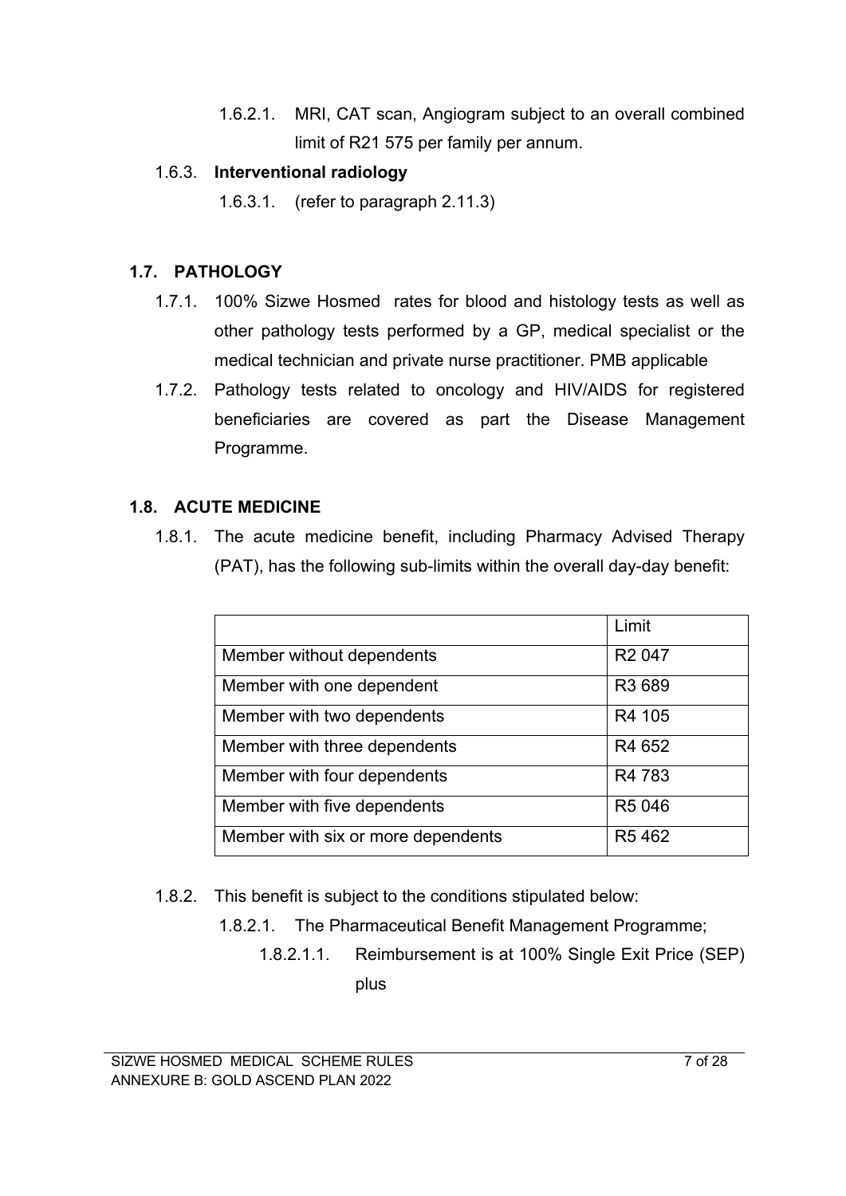1.6.2.1. MRI, CAT scan, Angiogram subject to an overall combined limit of R21 575 per family per annum.

1.6.3. **Interventional radiology**

1.6.3.1. (refer to paragraph 2.11.3)

## 1.7. PATHOLOGY

1.7.1. 100% Sizwe Hosmed rates for blood and histology tests as well as other pathology tests performed by a GP, medical specialist or the medical technician and private nurse practitioner. PMB applicable

1.7.2. Pathology tests related to oncology and HIV/AIDS for registered beneficiaries are covered as part the Disease Management Programme.

## 1.8. ACUTE MEDICINE

1.8.1. The acute medicine benefit, including Pharmacy Advised Therapy (PAT), has the following sub-limits within the overall day-day benefit:

| | Limit |
|---|---|
| Member without dependents | R2 047 |
| Member with one dependent | R3 689 |
| Member with two dependents | R4 105 |
| Member with three dependents | R4 652 |
| Member with four dependents | R4 783 |
| Member with five dependents | R5 046 |
| Member with six or more dependents | R5 462 |

1.8.2. This benefit is subject to the conditions stipulated below:

1.8.2.1. The Pharmaceutical Benefit Management Programme;

1.8.2.1.1. Reimbursement is at 100% Single Exit Price (SEP) plus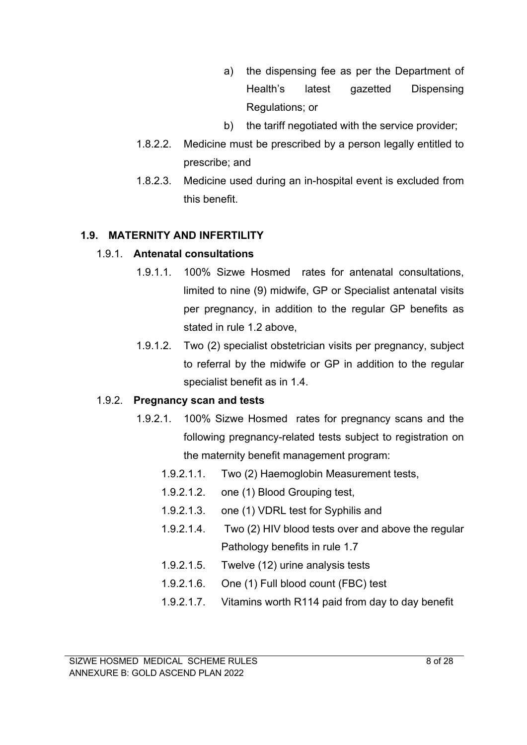a) the dispensing fee as per the Department of Health's latest gazetted Dispensing Regulations; or

b) the tariff negotiated with the service provider;

1.8.2.2. Medicine must be prescribed by a person legally entitled to prescribe; and

1.8.2.3. Medicine used during an in-hospital event is excluded from this benefit.

## 1.9. MATERNITY AND INFERTILITY

### 1.9.1. Antenatal consultations

1.9.1.1. 100% Sizwe Hosmed rates for antenatal consultations, limited to nine (9) midwife, GP or Specialist antenatal visits per pregnancy, in addition to the regular GP benefits as stated in rule 1.2 above,

1.9.1.2. Two (2) specialist obstetrician visits per pregnancy, subject to referral by the midwife or GP in addition to the regular specialist benefit as in 1.4.

### 1.9.2. Pregnancy scan and tests

1.9.2.1. 100% Sizwe Hosmed rates for pregnancy scans and the following pregnancy-related tests subject to registration on the maternity benefit management program:

1.9.2.1.1. Two (2) Haemoglobin Measurement tests,

1.9.2.1.2. one (1) Blood Grouping test,

1.9.2.1.3. one (1) VDRL test for Syphilis and

1.9.2.1.4. Two (2) HIV blood tests over and above the regular Pathology benefits in rule 1.7

1.9.2.1.5. Twelve (12) urine analysis tests

1.9.2.1.6. One (1) Full blood count (FBC) test

1.9.2.1.7. Vitamins worth R114 paid from day to day benefit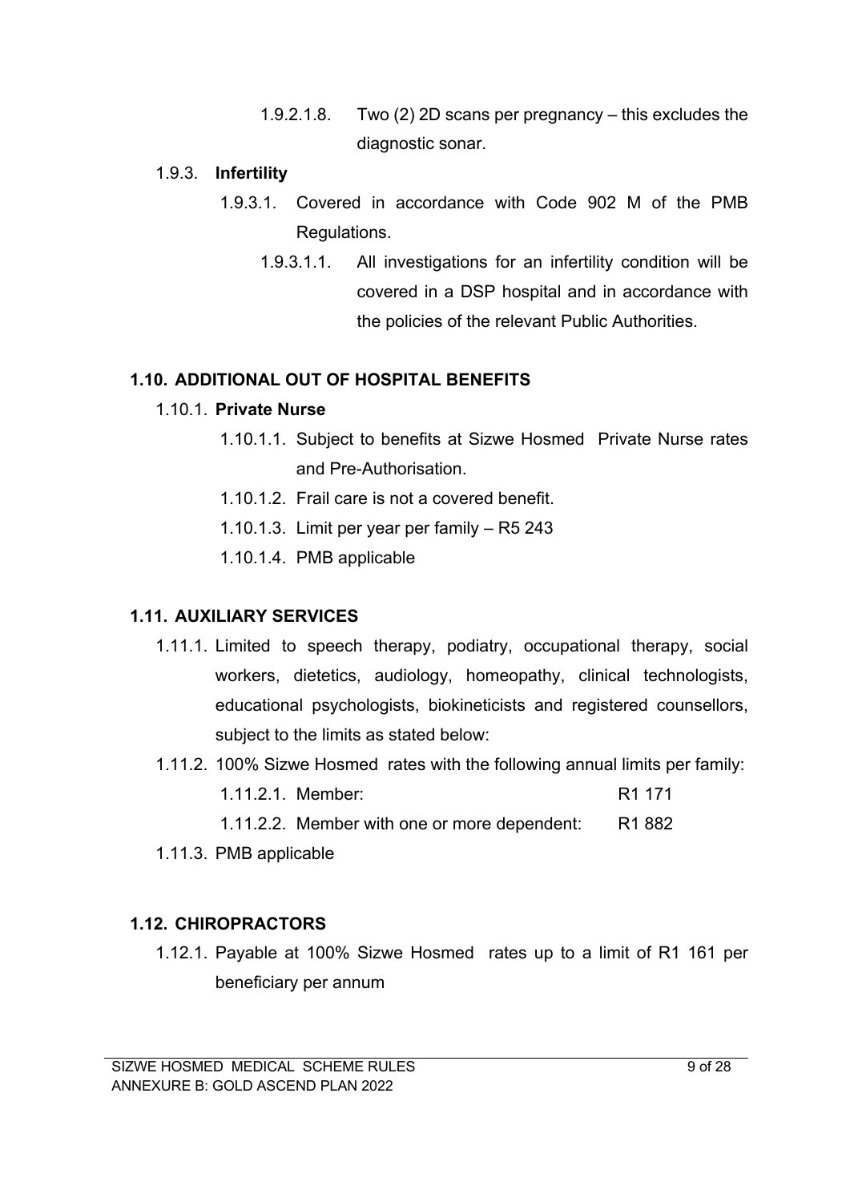1.9.2.1.8. Two (2) 2D scans per pregnancy – this excludes the diagnostic sonar.

1.9.3. **Infertility**

1.9.3.1. Covered in accordance with Code 902 M of the PMB Regulations.

1.9.3.1.1. All investigations for an infertility condition will be covered in a DSP hospital and in accordance with the policies of the relevant Public Authorities.

## 1.10. ADDITIONAL OUT OF HOSPITAL BENEFITS

1.10.1. **Private Nurse**

1.10.1.1. Subject to benefits at Sizwe Hosmed Private Nurse rates and Pre-Authorisation.

1.10.1.2. Frail care is not a covered benefit.

1.10.1.3. Limit per year per family – R5 243

1.10.1.4. PMB applicable

## 1.11. AUXILIARY SERVICES

1.11.1. Limited to speech therapy, podiatry, occupational therapy, social workers, dietetics, audiology, homeopathy, clinical technologists, educational psychologists, biokineticists and registered counsellors, subject to the limits as stated below:

1.11.2. 100% Sizwe Hosmed rates with the following annual limits per family:

1.11.2.1. Member: R1 171

1.11.2.2. Member with one or more dependent: R1 882

1.11.3. PMB applicable

## 1.12. CHIROPRACTORS

1.12.1. Payable at 100% Sizwe Hosmed rates up to a limit of R1 161 per beneficiary per annum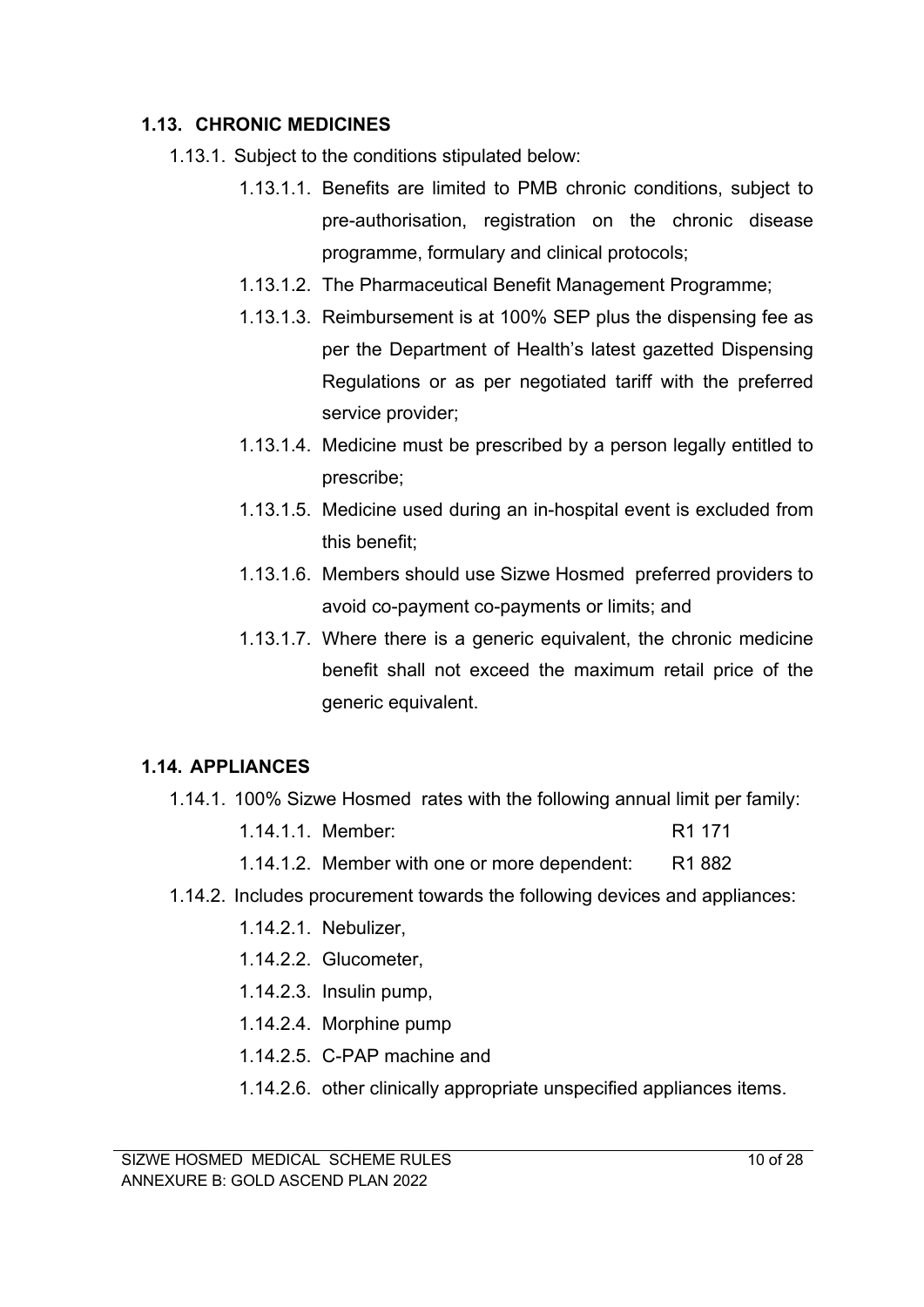### 1.13. CHRONIC MEDICINES

1.13.1. Subject to the conditions stipulated below:

- 1.13.1.1. Benefits are limited to PMB chronic conditions, subject to pre-authorisation, registration on the chronic disease programme, formulary and clinical protocols;
- 1.13.1.2. The Pharmaceutical Benefit Management Programme;
- 1.13.1.3. Reimbursement is at 100% SEP plus the dispensing fee as per the Department of Health's latest gazetted Dispensing Regulations or as per negotiated tariff with the preferred service provider;
- 1.13.1.4. Medicine must be prescribed by a person legally entitled to prescribe;
- 1.13.1.5. Medicine used during an in-hospital event is excluded from this benefit;
- 1.13.1.6. Members should use Sizwe Hosmed preferred providers to avoid co-payment co-payments or limits; and
- 1.13.1.7. Where there is a generic equivalent, the chronic medicine benefit shall not exceed the maximum retail price of the generic equivalent.

### 1.14. APPLIANCES

1.14.1. 100% Sizwe Hosmed rates with the following annual limit per family:

- 1.14.1.1. Member: R1 171
- 1.14.1.2. Member with one or more dependent: R1 882

1.14.2. Includes procurement towards the following devices and appliances:

- 1.14.2.1. Nebulizer,
- 1.14.2.2. Glucometer,
- 1.14.2.3. Insulin pump,
- 1.14.2.4. Morphine pump
- 1.14.2.5. C-PAP machine and
- 1.14.2.6. other clinically appropriate unspecified appliances items.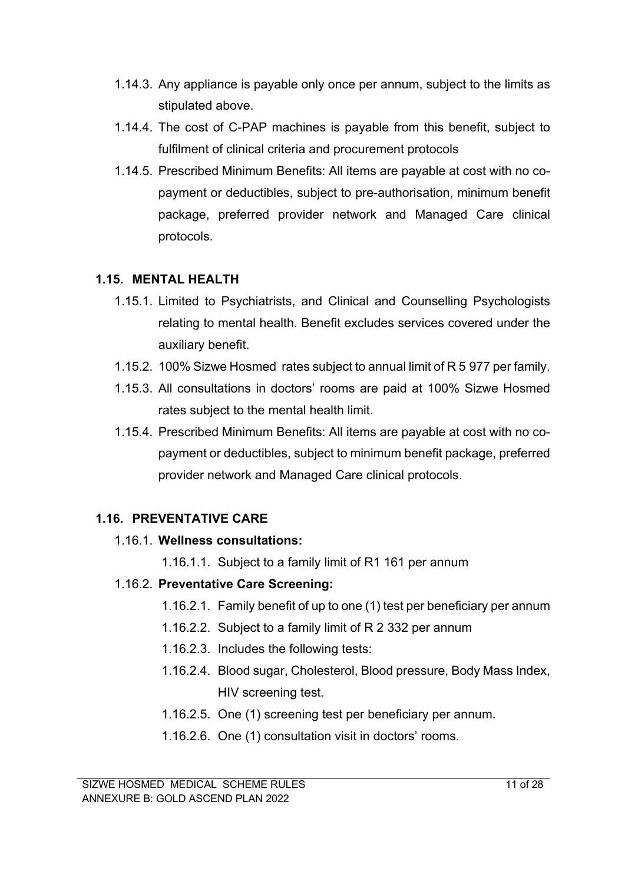1.14.3. Any appliance is payable only once per annum, subject to the limits as stipulated above.

1.14.4. The cost of C-PAP machines is payable from this benefit, subject to fulfilment of clinical criteria and procurement protocols

1.14.5. Prescribed Minimum Benefits: All items are payable at cost with no co-payment or deductibles, subject to pre-authorisation, minimum benefit package, preferred provider network and Managed Care clinical protocols.

## 1.15. MENTAL HEALTH

1.15.1. Limited to Psychiatrists, and Clinical and Counselling Psychologists relating to mental health. Benefit excludes services covered under the auxiliary benefit.

1.15.2. 100% Sizwe Hosmed rates subject to annual limit of R 5 977 per family.

1.15.3. All consultations in doctors' rooms are paid at 100% Sizwe Hosmed rates subject to the mental health limit.

1.15.4. Prescribed Minimum Benefits: All items are payable at cost with no co-payment or deductibles, subject to minimum benefit package, preferred provider network and Managed Care clinical protocols.

## 1.16. PREVENTATIVE CARE

1.16.1. **Wellness consultations:**

1.16.1.1. Subject to a family limit of R1 161 per annum

1.16.2. **Preventative Care Screening:**

1.16.2.1. Family benefit of up to one (1) test per beneficiary per annum

1.16.2.2. Subject to a family limit of R 2 332 per annum

1.16.2.3. Includes the following tests:

1.16.2.4. Blood sugar, Cholesterol, Blood pressure, Body Mass Index, HIV screening test.

1.16.2.5. One (1) screening test per beneficiary per annum.

1.16.2.6. One (1) consultation visit in doctors' rooms.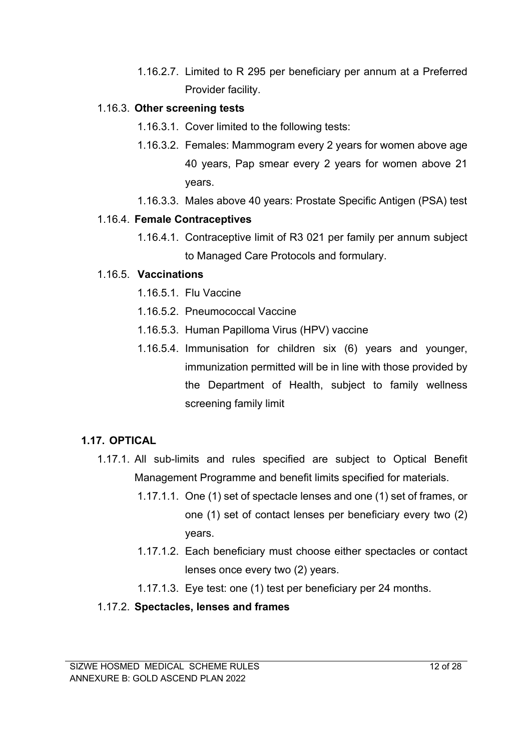1.16.2.7. Limited to R 295 per beneficiary per annum at a Preferred Provider facility.

1.16.3. **Other screening tests**

1.16.3.1. Cover limited to the following tests:

1.16.3.2. Females: Mammogram every 2 years for women above age 40 years, Pap smear every 2 years for women above 21 years.

1.16.3.3. Males above 40 years: Prostate Specific Antigen (PSA) test

1.16.4. **Female Contraceptives**

1.16.4.1. Contraceptive limit of R3 021 per family per annum subject to Managed Care Protocols and formulary.

1.16.5. **Vaccinations**

1.16.5.1. Flu Vaccine

1.16.5.2. Pneumococcal Vaccine

1.16.5.3. Human Papilloma Virus (HPV) vaccine

1.16.5.4. Immunisation for children six (6) years and younger, immunization permitted will be in line with those provided by the Department of Health, subject to family wellness screening family limit

## 1.17. OPTICAL

1.17.1. All sub-limits and rules specified are subject to Optical Benefit Management Programme and benefit limits specified for materials.

1.17.1.1. One (1) set of spectacle lenses and one (1) set of frames, or one (1) set of contact lenses per beneficiary every two (2) years.

1.17.1.2. Each beneficiary must choose either spectacles or contact lenses once every two (2) years.

1.17.1.3. Eye test: one (1) test per beneficiary per 24 months.

1.17.2. **Spectacles, lenses and frames**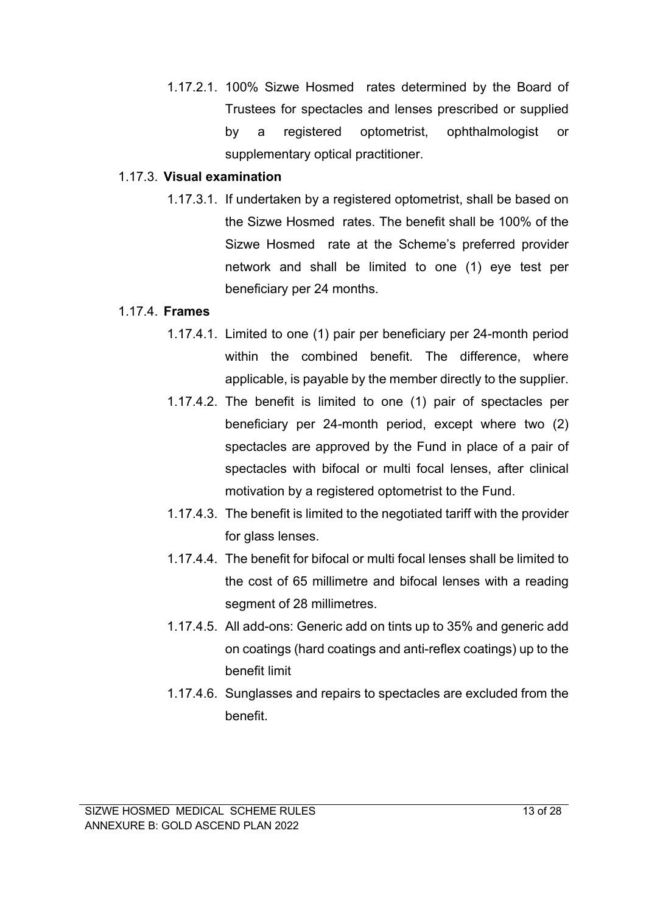1.17.2.1. 100% Sizwe Hosmed rates determined by the Board of Trustees for spectacles and lenses prescribed or supplied by a registered optometrist, ophthalmologist or supplementary optical practitioner.

1.17.3. **Visual examination**

1.17.3.1. If undertaken by a registered optometrist, shall be based on the Sizwe Hosmed rates. The benefit shall be 100% of the Sizwe Hosmed rate at the Scheme's preferred provider network and shall be limited to one (1) eye test per beneficiary per 24 months.

1.17.4. **Frames**

1.17.4.1. Limited to one (1) pair per beneficiary per 24-month period within the combined benefit. The difference, where applicable, is payable by the member directly to the supplier.

1.17.4.2. The benefit is limited to one (1) pair of spectacles per beneficiary per 24-month period, except where two (2) spectacles are approved by the Fund in place of a pair of spectacles with bifocal or multi focal lenses, after clinical motivation by a registered optometrist to the Fund.

1.17.4.3. The benefit is limited to the negotiated tariff with the provider for glass lenses.

1.17.4.4. The benefit for bifocal or multi focal lenses shall be limited to the cost of 65 millimetre and bifocal lenses with a reading segment of 28 millimetres.

1.17.4.5. All add-ons: Generic add on tints up to 35% and generic add on coatings (hard coatings and anti-reflex coatings) up to the benefit limit

1.17.4.6. Sunglasses and repairs to spectacles are excluded from the benefit.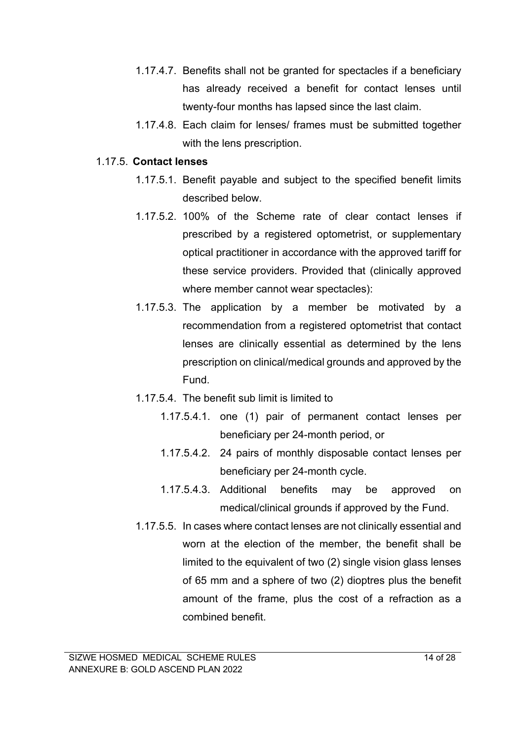1.17.4.7. Benefits shall not be granted for spectacles if a beneficiary has already received a benefit for contact lenses until twenty-four months has lapsed since the last claim.

1.17.4.8. Each claim for lenses/ frames must be submitted together with the lens prescription.

1.17.5. **Contact lenses**

1.17.5.1. Benefit payable and subject to the specified benefit limits described below.

1.17.5.2. 100% of the Scheme rate of clear contact lenses if prescribed by a registered optometrist, or supplementary optical practitioner in accordance with the approved tariff for these service providers. Provided that (clinically approved where member cannot wear spectacles):

1.17.5.3. The application by a member be motivated by a recommendation from a registered optometrist that contact lenses are clinically essential as determined by the lens prescription on clinical/medical grounds and approved by the Fund.

1.17.5.4. The benefit sub limit is limited to

1.17.5.4.1. one (1) pair of permanent contact lenses per beneficiary per 24-month period, or

1.17.5.4.2. 24 pairs of monthly disposable contact lenses per beneficiary per 24-month cycle.

1.17.5.4.3. Additional benefits may be approved on medical/clinical grounds if approved by the Fund.

1.17.5.5. In cases where contact lenses are not clinically essential and worn at the election of the member, the benefit shall be limited to the equivalent of two (2) single vision glass lenses of 65 mm and a sphere of two (2) dioptres plus the benefit amount of the frame, plus the cost of a refraction as a combined benefit.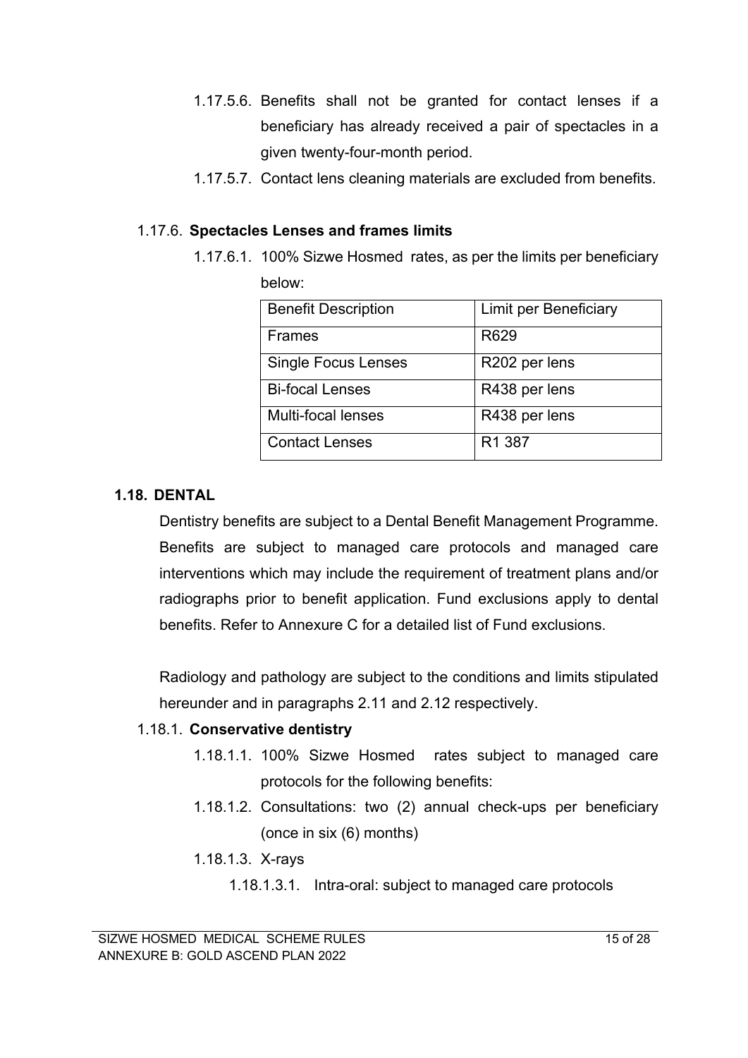1.17.5.6. Benefits shall not be granted for contact lenses if a beneficiary has already received a pair of spectacles in a given twenty-four-month period.

1.17.5.7. Contact lens cleaning materials are excluded from benefits.

1.17.6. **Spectacles Lenses and frames limits**

1.17.6.1. 100% Sizwe Hosmed rates, as per the limits per beneficiary below:

| Benefit Description | Limit per Beneficiary |
|---|---|
| Frames | R629 |
| Single Focus Lenses | R202 per lens |
| Bi-focal Lenses | R438 per lens |
| Multi-focal lenses | R438 per lens |
| Contact Lenses | R1 387 |

## 1.18. DENTAL

Dentistry benefits are subject to a Dental Benefit Management Programme. Benefits are subject to managed care protocols and managed care interventions which may include the requirement of treatment plans and/or radiographs prior to benefit application. Fund exclusions apply to dental benefits. Refer to Annexure C for a detailed list of Fund exclusions.

Radiology and pathology are subject to the conditions and limits stipulated hereunder and in paragraphs 2.11 and 2.12 respectively.

1.18.1. **Conservative dentistry**

1.18.1.1. 100% Sizwe Hosmed rates subject to managed care protocols for the following benefits:

1.18.1.2. Consultations: two (2) annual check-ups per beneficiary (once in six (6) months)

1.18.1.3. X-rays

1.18.1.3.1. Intra-oral: subject to managed care protocols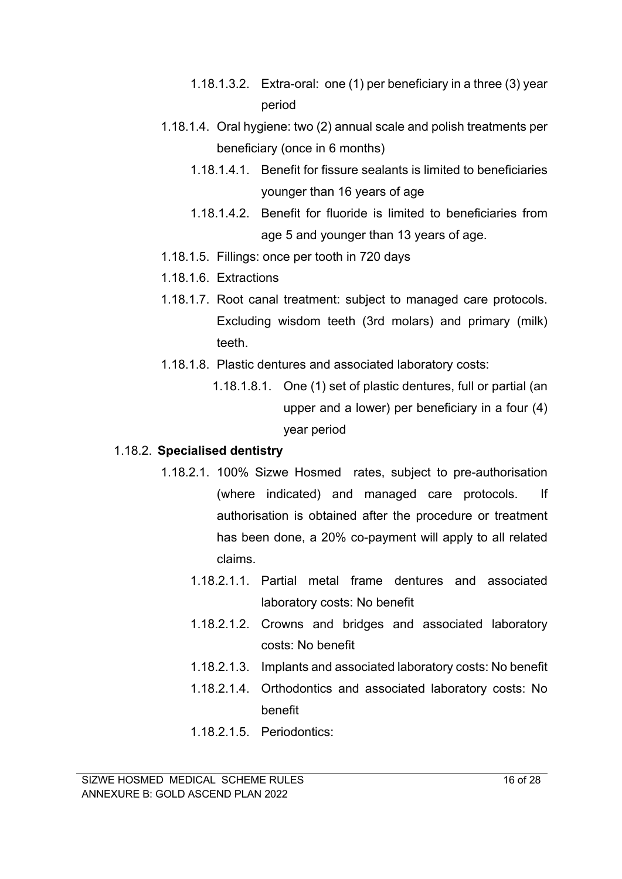1.18.1.3.2. Extra-oral: one (1) per beneficiary in a three (3) year period

1.18.1.4. Oral hygiene: two (2) annual scale and polish treatments per beneficiary (once in 6 months)

1.18.1.4.1. Benefit for fissure sealants is limited to beneficiaries younger than 16 years of age

1.18.1.4.2. Benefit for fluoride is limited to beneficiaries from age 5 and younger than 13 years of age.

1.18.1.5. Fillings: once per tooth in 720 days

1.18.1.6. Extractions

1.18.1.7. Root canal treatment: subject to managed care protocols. Excluding wisdom teeth (3rd molars) and primary (milk) teeth.

1.18.1.8. Plastic dentures and associated laboratory costs:

1.18.1.8.1. One (1) set of plastic dentures, full or partial (an upper and a lower) per beneficiary in a four (4) year period

1.18.2. **Specialised dentistry**

1.18.2.1. 100% Sizwe Hosmed rates, subject to pre-authorisation (where indicated) and managed care protocols. If authorisation is obtained after the procedure or treatment has been done, a 20% co-payment will apply to all related claims.

1.18.2.1.1. Partial metal frame dentures and associated laboratory costs: No benefit

1.18.2.1.2. Crowns and bridges and associated laboratory costs: No benefit

1.18.2.1.3. Implants and associated laboratory costs: No benefit

1.18.2.1.4. Orthodontics and associated laboratory costs: No benefit

1.18.2.1.5. Periodontics: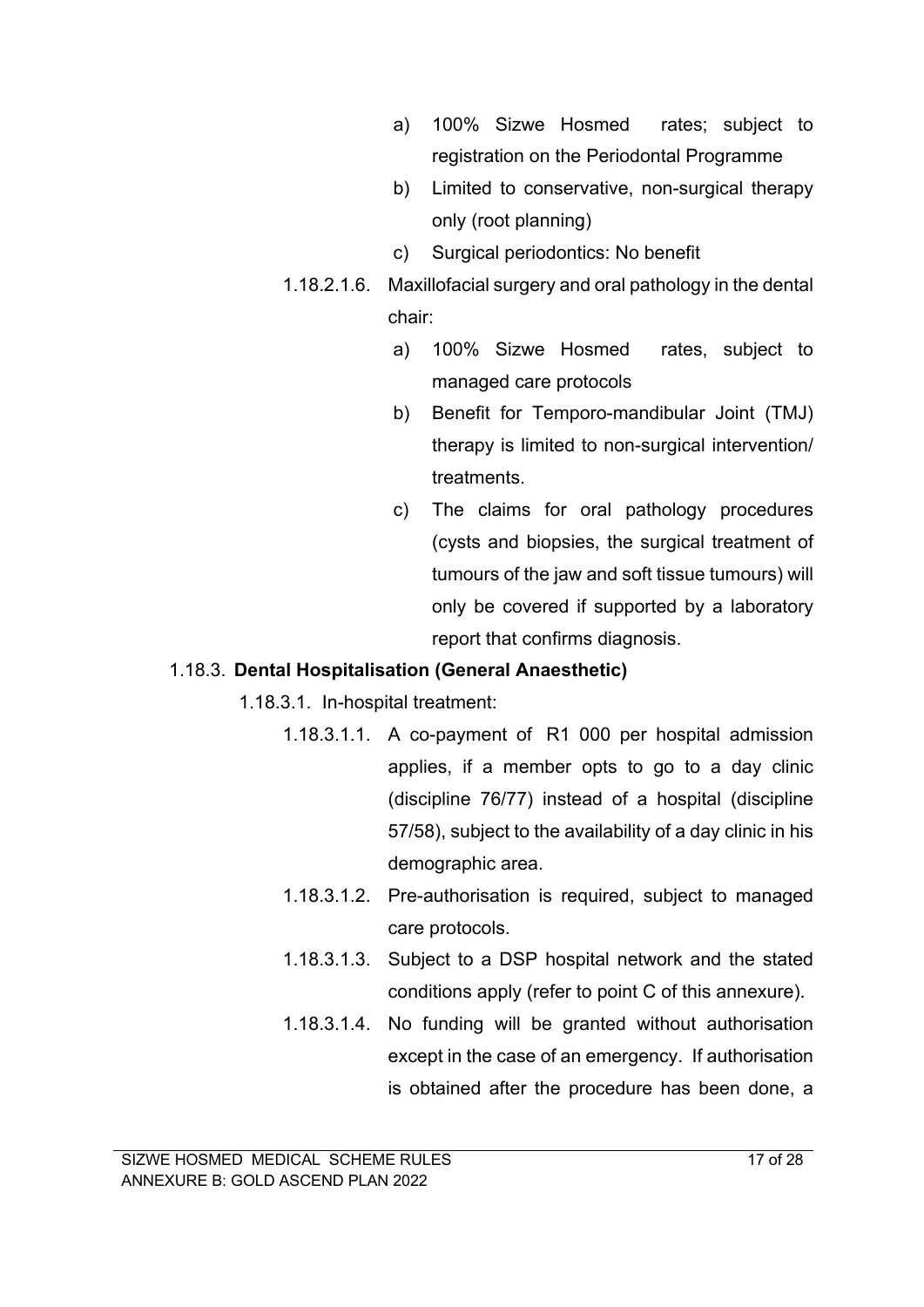a) 100% Sizwe Hosmed rates; subject to registration on the Periodontal Programme

b) Limited to conservative, non-surgical therapy only (root planning)

c) Surgical periodontics: No benefit

1.18.2.1.6. Maxillofacial surgery and oral pathology in the dental chair:

a) 100% Sizwe Hosmed rates, subject to managed care protocols

b) Benefit for Temporo-mandibular Joint (TMJ) therapy is limited to non-surgical intervention/ treatments.

c) The claims for oral pathology procedures (cysts and biopsies, the surgical treatment of tumours of the jaw and soft tissue tumours) will only be covered if supported by a laboratory report that confirms diagnosis.

1.18.3. **Dental Hospitalisation (General Anaesthetic)**

1.18.3.1. In-hospital treatment:

1.18.3.1.1. A co-payment of R1 000 per hospital admission applies, if a member opts to go to a day clinic (discipline 76/77) instead of a hospital (discipline 57/58), subject to the availability of a day clinic in his demographic area.

1.18.3.1.2. Pre-authorisation is required, subject to managed care protocols.

1.18.3.1.3. Subject to a DSP hospital network and the stated conditions apply (refer to point C of this annexure).

1.18.3.1.4. No funding will be granted without authorisation except in the case of an emergency. If authorisation is obtained after the procedure has been done, a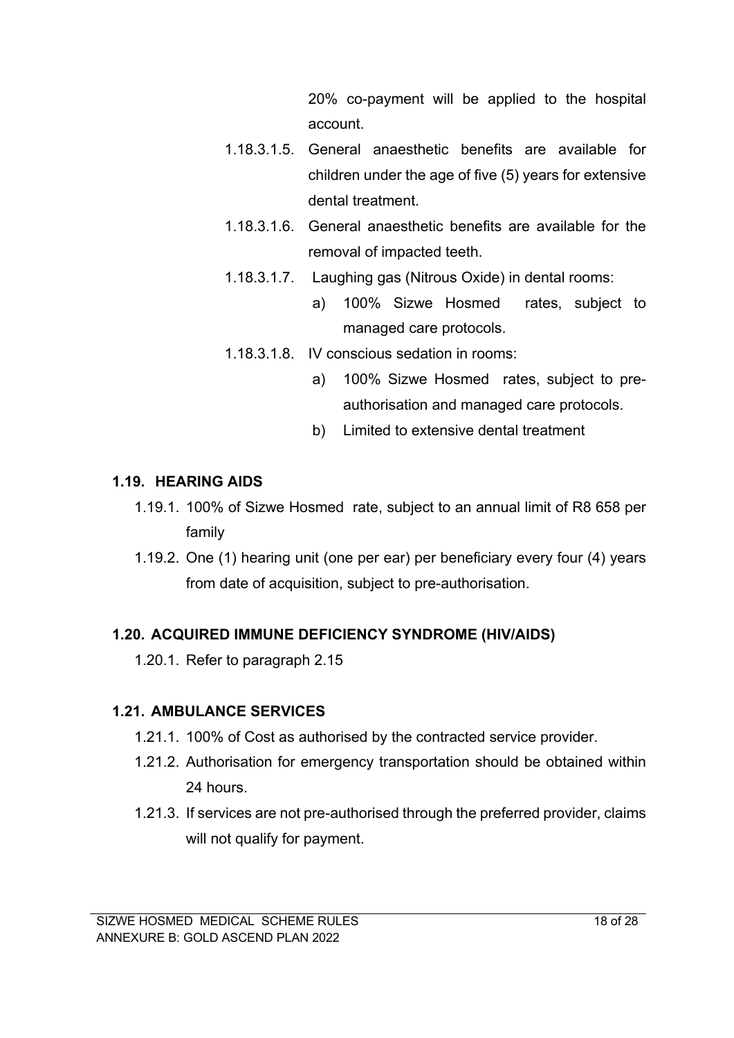20% co-payment will be applied to the hospital account.

1.18.3.1.5. General anaesthetic benefits are available for children under the age of five (5) years for extensive dental treatment.

1.18.3.1.6. General anaesthetic benefits are available for the removal of impacted teeth.

1.18.3.1.7. Laughing gas (Nitrous Oxide) in dental rooms:

a) 100% Sizwe Hosmed rates, subject to managed care protocols.

1.18.3.1.8. IV conscious sedation in rooms:

a) 100% Sizwe Hosmed rates, subject to pre-authorisation and managed care protocols.

b) Limited to extensive dental treatment

## 1.19. HEARING AIDS

1.19.1. 100% of Sizwe Hosmed rate, subject to an annual limit of R8 658 per family

1.19.2. One (1) hearing unit (one per ear) per beneficiary every four (4) years from date of acquisition, subject to pre-authorisation.

## 1.20. ACQUIRED IMMUNE DEFICIENCY SYNDROME (HIV/AIDS)

1.20.1. Refer to paragraph 2.15

## 1.21. AMBULANCE SERVICES

1.21.1. 100% of Cost as authorised by the contracted service provider.

1.21.2. Authorisation for emergency transportation should be obtained within 24 hours.

1.21.3. If services are not pre-authorised through the preferred provider, claims will not qualify for payment.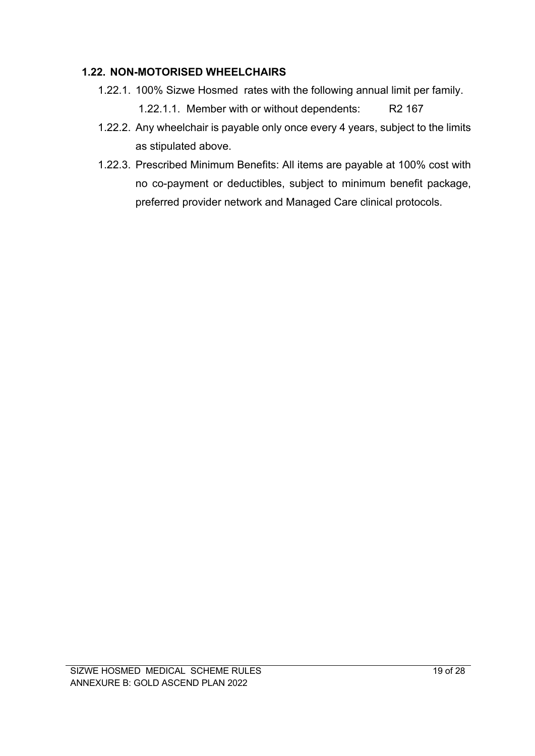## 1.22. NON-MOTORISED WHEELCHAIRS

1.22.1. 100% Sizwe Hosmed rates with the following annual limit per family.

1.22.1.1. Member with or without dependents: R2 167

1.22.2. Any wheelchair is payable only once every 4 years, subject to the limits as stipulated above.

1.22.3. Prescribed Minimum Benefits: All items are payable at 100% cost with no co-payment or deductibles, subject to minimum benefit package, preferred provider network and Managed Care clinical protocols.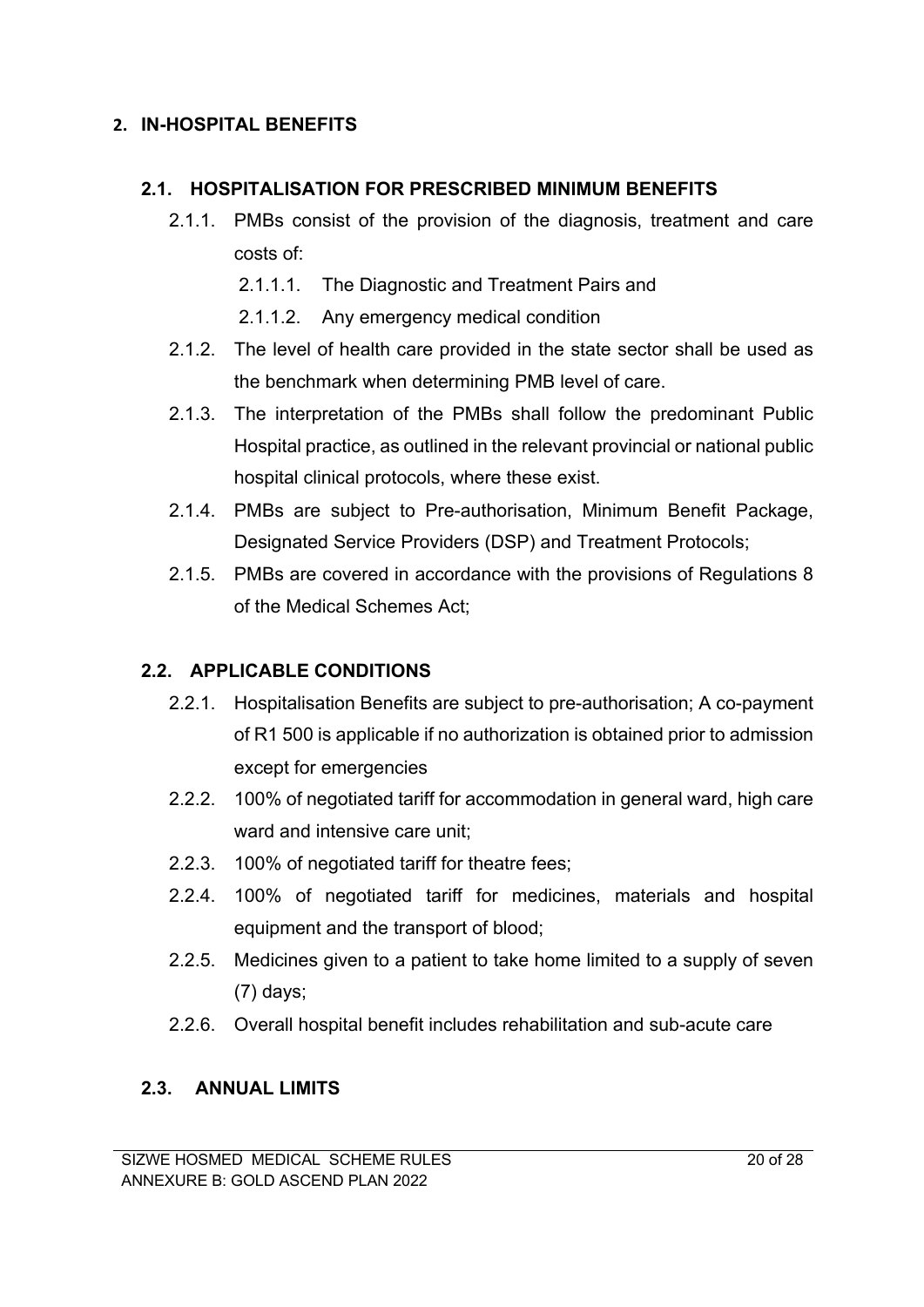## 2. IN-HOSPITAL BENEFITS

### 2.1. HOSPITALISATION FOR PRESCRIBED MINIMUM BENEFITS

2.1.1. PMBs consist of the provision of the diagnosis, treatment and care costs of:

2.1.1.1. The Diagnostic and Treatment Pairs and

2.1.1.2. Any emergency medical condition

2.1.2. The level of health care provided in the state sector shall be used as the benchmark when determining PMB level of care.

2.1.3. The interpretation of the PMBs shall follow the predominant Public Hospital practice, as outlined in the relevant provincial or national public hospital clinical protocols, where these exist.

2.1.4. PMBs are subject to Pre-authorisation, Minimum Benefit Package, Designated Service Providers (DSP) and Treatment Protocols;

2.1.5. PMBs are covered in accordance with the provisions of Regulations 8 of the Medical Schemes Act;

### 2.2. APPLICABLE CONDITIONS

2.2.1. Hospitalisation Benefits are subject to pre-authorisation; A co-payment of R1 500 is applicable if no authorization is obtained prior to admission except for emergencies

2.2.2. 100% of negotiated tariff for accommodation in general ward, high care ward and intensive care unit;

2.2.3. 100% of negotiated tariff for theatre fees;

2.2.4. 100% of negotiated tariff for medicines, materials and hospital equipment and the transport of blood;

2.2.5. Medicines given to a patient to take home limited to a supply of seven (7) days;

2.2.6. Overall hospital benefit includes rehabilitation and sub-acute care

### 2.3. ANNUAL LIMITS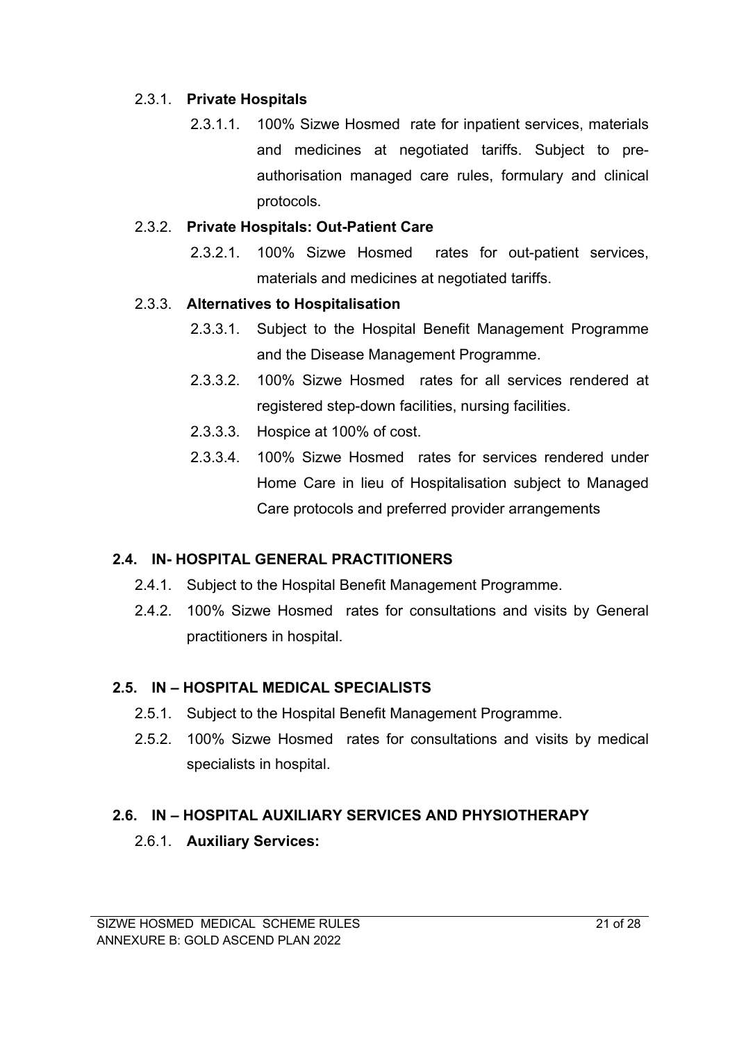2.3.1. **Private Hospitals**

2.3.1.1. 100% Sizwe Hosmed rate for inpatient services, materials and medicines at negotiated tariffs. Subject to pre-authorisation managed care rules, formulary and clinical protocols.

2.3.2. **Private Hospitals: Out-Patient Care**

2.3.2.1. 100% Sizwe Hosmed rates for out-patient services, materials and medicines at negotiated tariffs.

2.3.3. **Alternatives to Hospitalisation**

2.3.3.1. Subject to the Hospital Benefit Management Programme and the Disease Management Programme.

2.3.3.2. 100% Sizwe Hosmed rates for all services rendered at registered step-down facilities, nursing facilities.

2.3.3.3. Hospice at 100% of cost.

2.3.3.4. 100% Sizwe Hosmed rates for services rendered under Home Care in lieu of Hospitalisation subject to Managed Care protocols and preferred provider arrangements

## 2.4. IN- HOSPITAL GENERAL PRACTITIONERS

2.4.1. Subject to the Hospital Benefit Management Programme.

2.4.2. 100% Sizwe Hosmed rates for consultations and visits by General practitioners in hospital.

## 2.5. IN – HOSPITAL MEDICAL SPECIALISTS

2.5.1. Subject to the Hospital Benefit Management Programme.

2.5.2. 100% Sizwe Hosmed rates for consultations and visits by medical specialists in hospital.

## 2.6. IN – HOSPITAL AUXILIARY SERVICES AND PHYSIOTHERAPY

2.6.1. **Auxiliary Services:**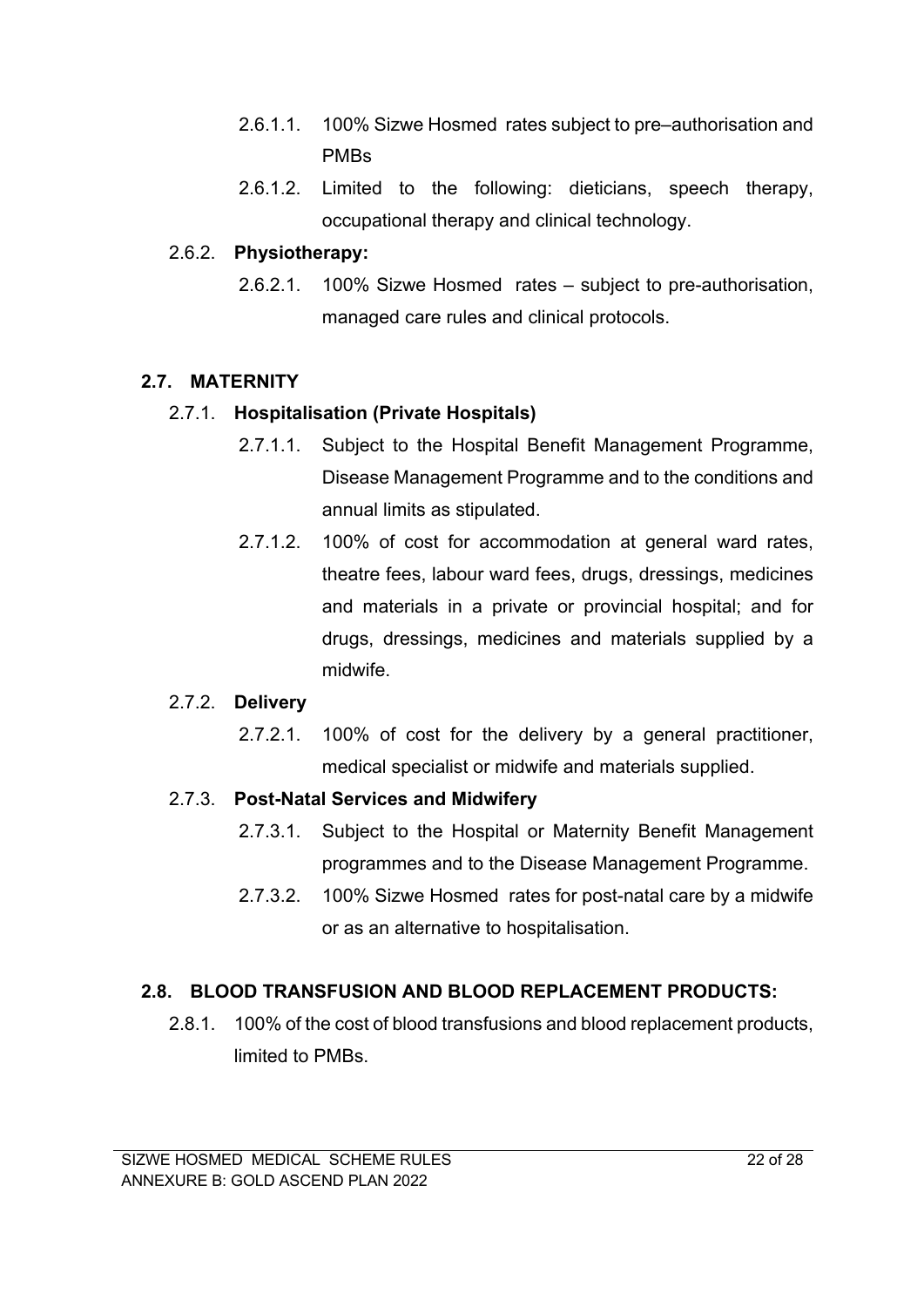2.6.1.1. 100% Sizwe Hosmed rates subject to pre–authorisation and PMBs

2.6.1.2. Limited to the following: dieticians, speech therapy, occupational therapy and clinical technology.

2.6.2. **Physiotherapy:**

2.6.2.1. 100% Sizwe Hosmed rates – subject to pre-authorisation, managed care rules and clinical protocols.

## 2.7. MATERNITY

2.7.1. **Hospitalisation (Private Hospitals)**

2.7.1.1. Subject to the Hospital Benefit Management Programme, Disease Management Programme and to the conditions and annual limits as stipulated.

2.7.1.2. 100% of cost for accommodation at general ward rates, theatre fees, labour ward fees, drugs, dressings, medicines and materials in a private or provincial hospital; and for drugs, dressings, medicines and materials supplied by a midwife.

2.7.2. **Delivery**

2.7.2.1. 100% of cost for the delivery by a general practitioner, medical specialist or midwife and materials supplied.

2.7.3. **Post-Natal Services and Midwifery**

2.7.3.1. Subject to the Hospital or Maternity Benefit Management programmes and to the Disease Management Programme.

2.7.3.2. 100% Sizwe Hosmed rates for post-natal care by a midwife or as an alternative to hospitalisation.

## 2.8. BLOOD TRANSFUSION AND BLOOD REPLACEMENT PRODUCTS:

2.8.1. 100% of the cost of blood transfusions and blood replacement products, limited to PMBs.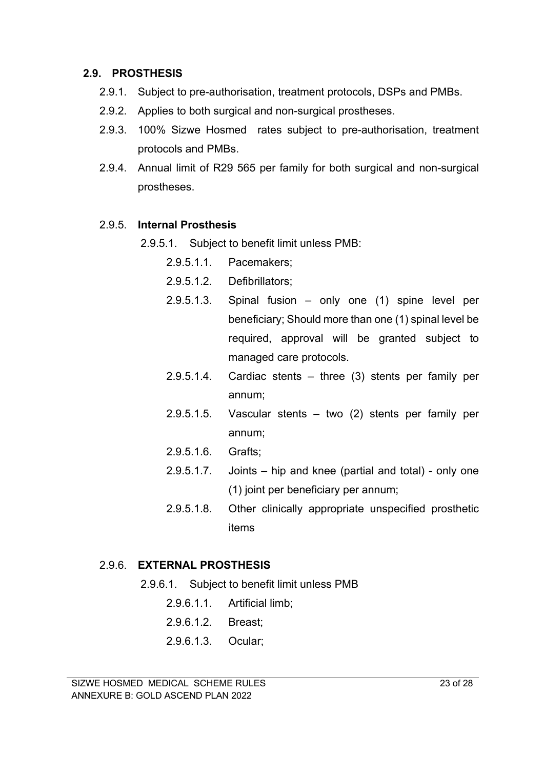## 2.9. PROSTHESIS

2.9.1. Subject to pre-authorisation, treatment protocols, DSPs and PMBs.

2.9.2. Applies to both surgical and non-surgical prostheses.

2.9.3. 100% Sizwe Hosmed rates subject to pre-authorisation, treatment protocols and PMBs.

2.9.4. Annual limit of R29 565 per family for both surgical and non-surgical prostheses.

### 2.9.5. **Internal Prosthesis**

2.9.5.1. Subject to benefit limit unless PMB:

- 2.9.5.1.1. Pacemakers;
- 2.9.5.1.2. Defibrillators;
- 2.9.5.1.3. Spinal fusion – only one (1) spine level per beneficiary; Should more than one (1) spinal level be required, approval will be granted subject to managed care protocols.
- 2.9.5.1.4. Cardiac stents – three (3) stents per family per annum;
- 2.9.5.1.5. Vascular stents – two (2) stents per family per annum;
- 2.9.5.1.6. Grafts;
- 2.9.5.1.7. Joints – hip and knee (partial and total) - only one (1) joint per beneficiary per annum;
- 2.9.5.1.8. Other clinically appropriate unspecified prosthetic items

### 2.9.6. **EXTERNAL PROSTHESIS**

2.9.6.1. Subject to benefit limit unless PMB

- 2.9.6.1.1. Artificial limb;
- 2.9.6.1.2. Breast;
- 2.9.6.1.3. Ocular;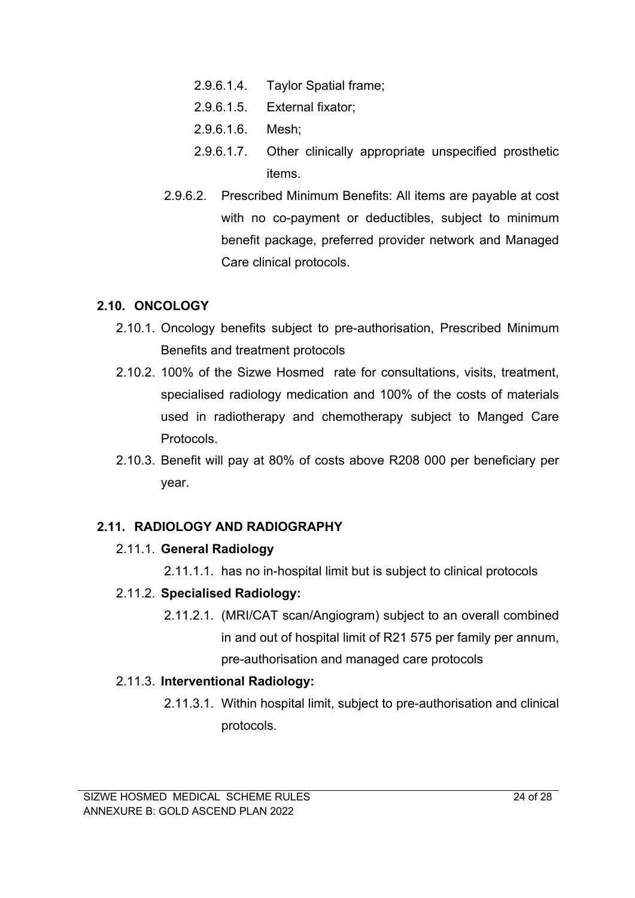- 2.9.6.1.4. Taylor Spatial frame;
- 2.9.6.1.5. External fixator;
- 2.9.6.1.6. Mesh;
- 2.9.6.1.7. Other clinically appropriate unspecified prosthetic items.

2.9.6.2. Prescribed Minimum Benefits: All items are payable at cost with no co-payment or deductibles, subject to minimum benefit package, preferred provider network and Managed Care clinical protocols.

## 2.10. ONCOLOGY

2.10.1. Oncology benefits subject to pre-authorisation, Prescribed Minimum Benefits and treatment protocols

2.10.2. 100% of the Sizwe Hosmed rate for consultations, visits, treatment, specialised radiology medication and 100% of the costs of materials used in radiotherapy and chemotherapy subject to Manged Care Protocols.

2.10.3. Benefit will pay at 80% of costs above R208 000 per beneficiary per year.

## 2.11. RADIOLOGY AND RADIOGRAPHY

2.11.1. **General Radiology**

2.11.1.1. has no in-hospital limit but is subject to clinical protocols

2.11.2. **Specialised Radiology:**

2.11.2.1. (MRI/CAT scan/Angiogram) subject to an overall combined in and out of hospital limit of R21 575 per family per annum, pre-authorisation and managed care protocols

2.11.3. **Interventional Radiology:**

2.11.3.1. Within hospital limit, subject to pre-authorisation and clinical protocols.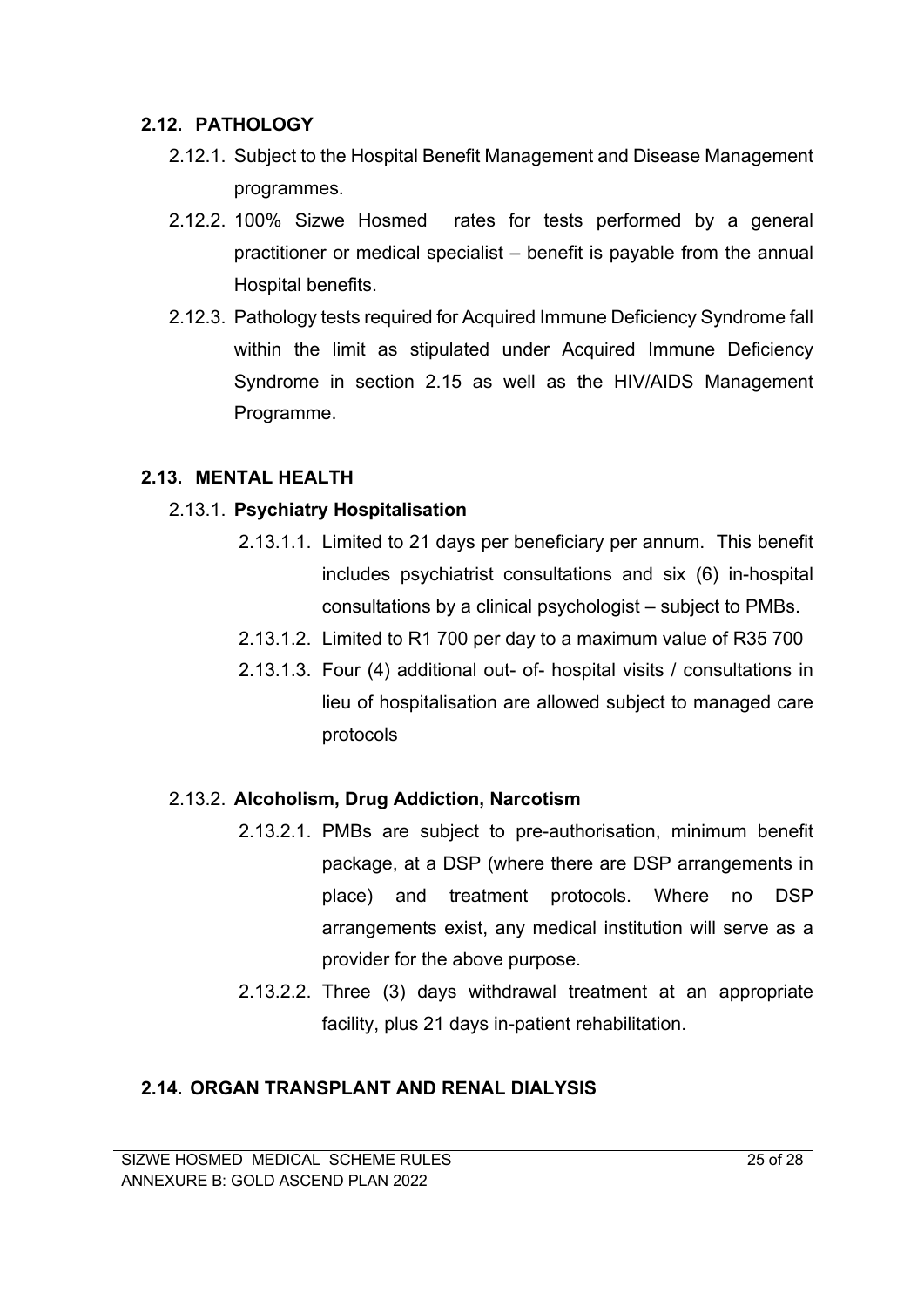## 2.12. PATHOLOGY

2.12.1. Subject to the Hospital Benefit Management and Disease Management programmes.

2.12.2. 100% Sizwe Hosmed rates for tests performed by a general practitioner or medical specialist – benefit is payable from the annual Hospital benefits.

2.12.3. Pathology tests required for Acquired Immune Deficiency Syndrome fall within the limit as stipulated under Acquired Immune Deficiency Syndrome in section 2.15 as well as the HIV/AIDS Management Programme.

## 2.13. MENTAL HEALTH

### 2.13.1. Psychiatry Hospitalisation

2.13.1.1. Limited to 21 days per beneficiary per annum. This benefit includes psychiatrist consultations and six (6) in-hospital consultations by a clinical psychologist – subject to PMBs.

2.13.1.2. Limited to R1 700 per day to a maximum value of R35 700

2.13.1.3. Four (4) additional out- of- hospital visits / consultations in lieu of hospitalisation are allowed subject to managed care protocols

### 2.13.2. Alcoholism, Drug Addiction, Narcotism

2.13.2.1. PMBs are subject to pre-authorisation, minimum benefit package, at a DSP (where there are DSP arrangements in place) and treatment protocols. Where no DSP arrangements exist, any medical institution will serve as a provider for the above purpose.

2.13.2.2. Three (3) days withdrawal treatment at an appropriate facility, plus 21 days in-patient rehabilitation.

## 2.14. ORGAN TRANSPLANT AND RENAL DIALYSIS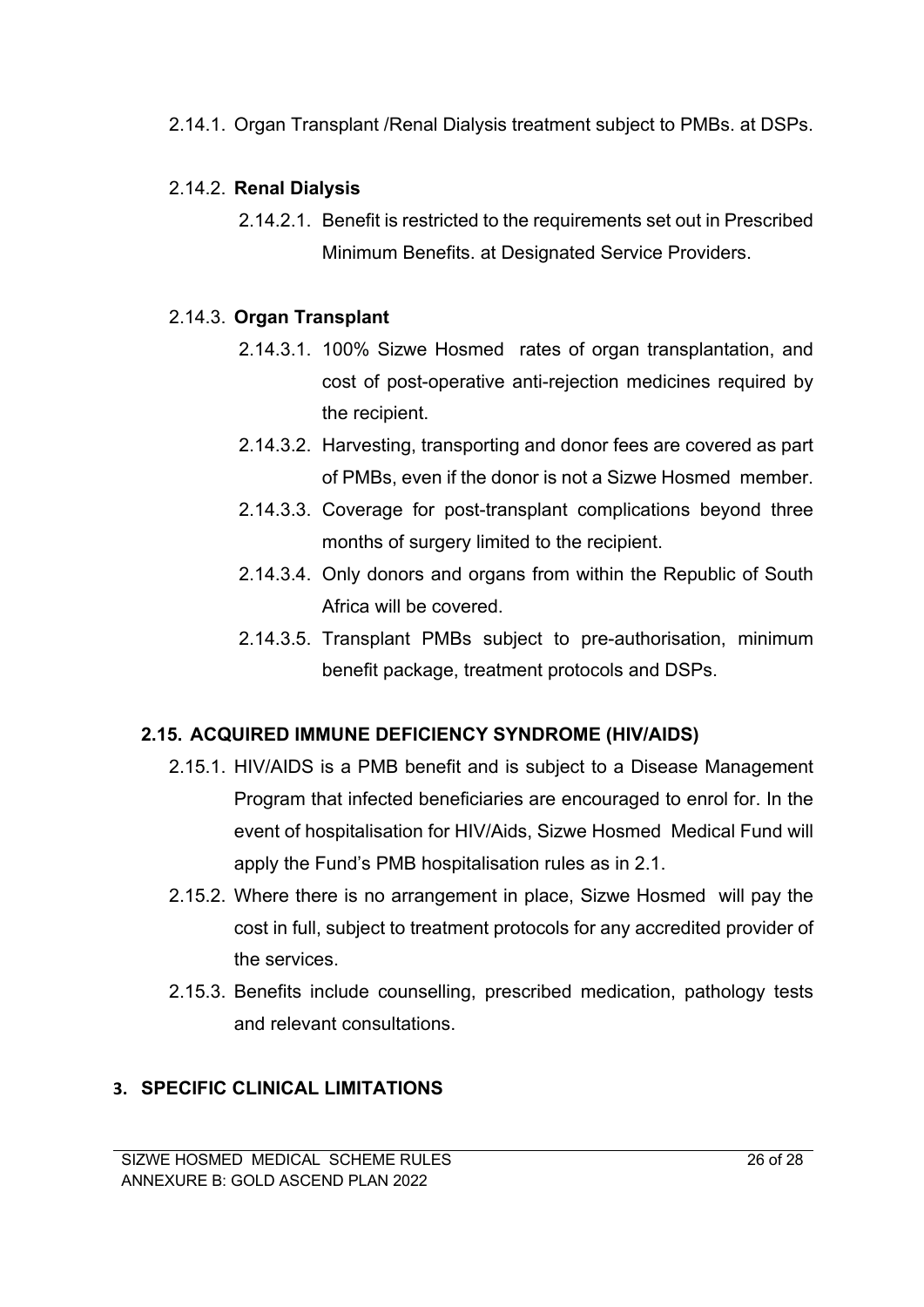2.14.1. Organ Transplant /Renal Dialysis treatment subject to PMBs. at DSPs.

2.14.2. **Renal Dialysis**

2.14.2.1. Benefit is restricted to the requirements set out in Prescribed Minimum Benefits. at Designated Service Providers.

2.14.3. **Organ Transplant**

2.14.3.1. 100% Sizwe Hosmed rates of organ transplantation, and cost of post-operative anti-rejection medicines required by the recipient.

2.14.3.2. Harvesting, transporting and donor fees are covered as part of PMBs, even if the donor is not a Sizwe Hosmed member.

2.14.3.3. Coverage for post-transplant complications beyond three months of surgery limited to the recipient.

2.14.3.4. Only donors and organs from within the Republic of South Africa will be covered.

2.14.3.5. Transplant PMBs subject to pre-authorisation, minimum benefit package, treatment protocols and DSPs.

## 2.15. ACQUIRED IMMUNE DEFICIENCY SYNDROME (HIV/AIDS)

2.15.1. HIV/AIDS is a PMB benefit and is subject to a Disease Management Program that infected beneficiaries are encouraged to enrol for. In the event of hospitalisation for HIV/Aids, Sizwe Hosmed Medical Fund will apply the Fund's PMB hospitalisation rules as in 2.1.

2.15.2. Where there is no arrangement in place, Sizwe Hosmed will pay the cost in full, subject to treatment protocols for any accredited provider of the services.

2.15.3. Benefits include counselling, prescribed medication, pathology tests and relevant consultations.

# 3. SPECIFIC CLINICAL LIMITATIONS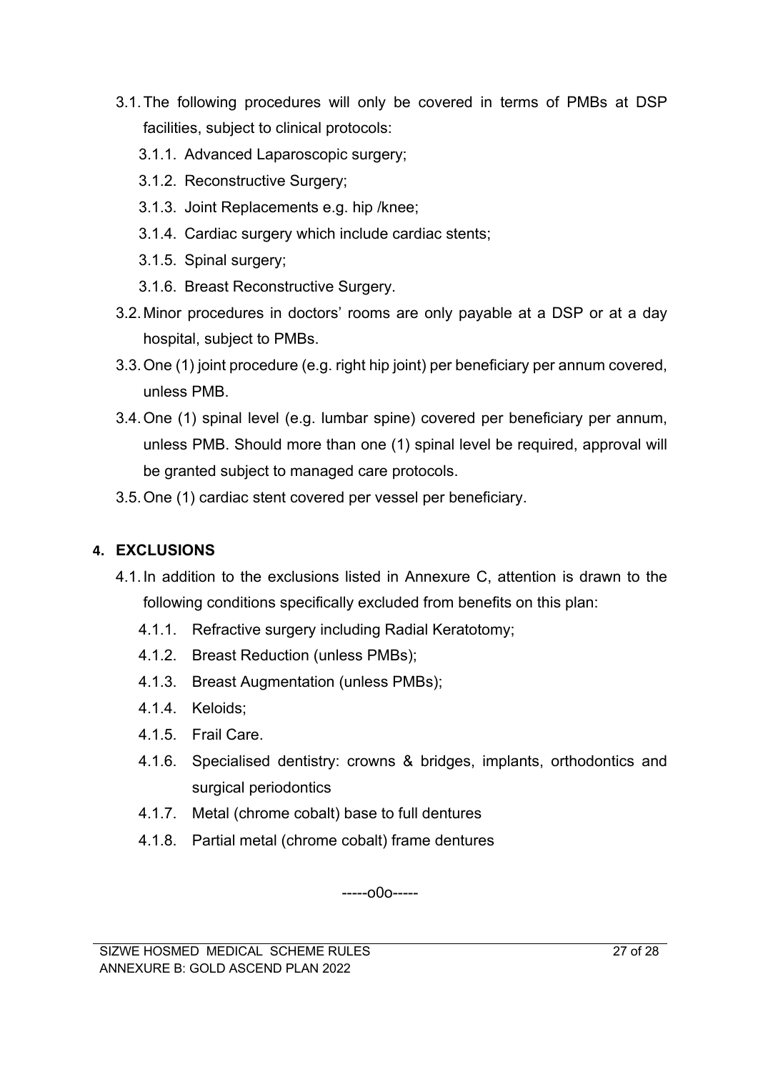3.1. The following procedures will only be covered in terms of PMBs at DSP facilities, subject to clinical protocols:
   - 3.1.1. Advanced Laparoscopic surgery;
   - 3.1.2. Reconstructive Surgery;
   - 3.1.3. Joint Replacements e.g. hip /knee;
   - 3.1.4. Cardiac surgery which include cardiac stents;
   - 3.1.5. Spinal surgery;
   - 3.1.6. Breast Reconstructive Surgery.

3.2. Minor procedures in doctors' rooms are only payable at a DSP or at a day hospital, subject to PMBs.

3.3. One (1) joint procedure (e.g. right hip joint) per beneficiary per annum covered, unless PMB.

3.4. One (1) spinal level (e.g. lumbar spine) covered per beneficiary per annum, unless PMB. Should more than one (1) spinal level be required, approval will be granted subject to managed care protocols.

3.5. One (1) cardiac stent covered per vessel per beneficiary.

## 4. EXCLUSIONS

4.1. In addition to the exclusions listed in Annexure C, attention is drawn to the following conditions specifically excluded from benefits on this plan:
   - 4.1.1. Refractive surgery including Radial Keratotomy;
   - 4.1.2. Breast Reduction (unless PMBs);
   - 4.1.3. Breast Augmentation (unless PMBs);
   - 4.1.4. Keloids;
   - 4.1.5. Frail Care.
   - 4.1.6. Specialised dentistry: crowns & bridges, implants, orthodontics and surgical periodontics
   - 4.1.7. Metal (chrome cobalt) base to full dentures
   - 4.1.8. Partial metal (chrome cobalt) frame dentures

-----o0o-----